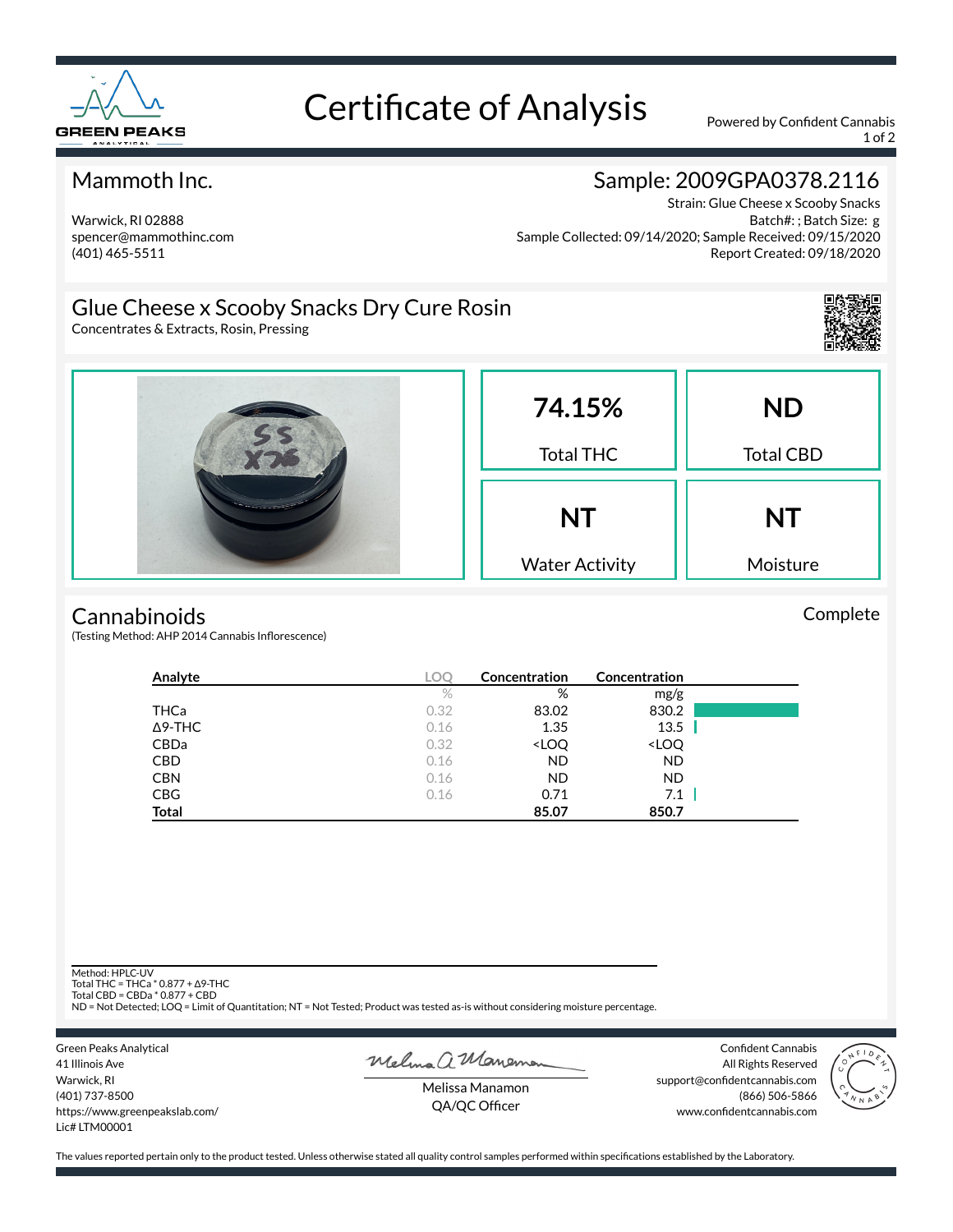# Certificate of Analysis

GREEN PEAKS ANALYTICAL

Powered by Confident Cannabis

## Mammoth Inc.

Warwick, RI 02888
spencer@mammothinc.com
(401) 465-5511

## Sample: 2009GPA0378.2116

Strain: Glue Cheese x Scooby Snacks
Batch#: ; Batch Size: g
Sample Collected: 09/14/2020; Sample Received: 09/15/2020
Report Created: 09/18/2020

## Glue Cheese x Scooby Snacks Dry Cure Rosin

Concentrates & Extracts, Rosin, Pressing

| 74.15% | ND |
|---|---|
| Total THC | Total CBD |
| **NT** | **NT** |
| Water Activity | Moisture |

## Cannabinoids

Complete

(Testing Method: AHP 2014 Cannabis Inflorescence)

| Analyte | LOQ | Concentration | Concentration |
|---|---|---|---|
| | % | % | mg/g |
| THCa | 0.32 | 83.02 | 830.2 |
| Δ9-THC | 0.16 | 1.35 | 13.5 |
| CBDa | 0.32 | <LOQ | <LOQ |
| CBD | 0.16 | ND | ND |
| CBN | 0.16 | ND | ND |
| CBG | 0.16 | 0.71 | 7.1 |
| **Total** | | **85.07** | **850.7** |

Method: HPLC-UV
Total THC = THCa * 0.877 + Δ9-THC
Total CBD = CBDa * 0.877 + CBD
ND = Not Detected; LOQ = Limit of Quantitation; NT = Not Tested; Product was tested as-is without considering moisture percentage.

Green Peaks Analytical
41 Illinois Ave
Warwick, RI
(401) 737-8500
https://www.greenpeakslab.com/
Lic# LTM00001

Melissa Manamon
QA/QC Officer

Confident Cannabis
All Rights Reserved
support@confidentcannabis.com
(866) 506-5866
www.confidentcannabis.com

The values reported pertain only to the product tested. Unless otherwise stated all quality control samples performed within specifications established by the Laboratory.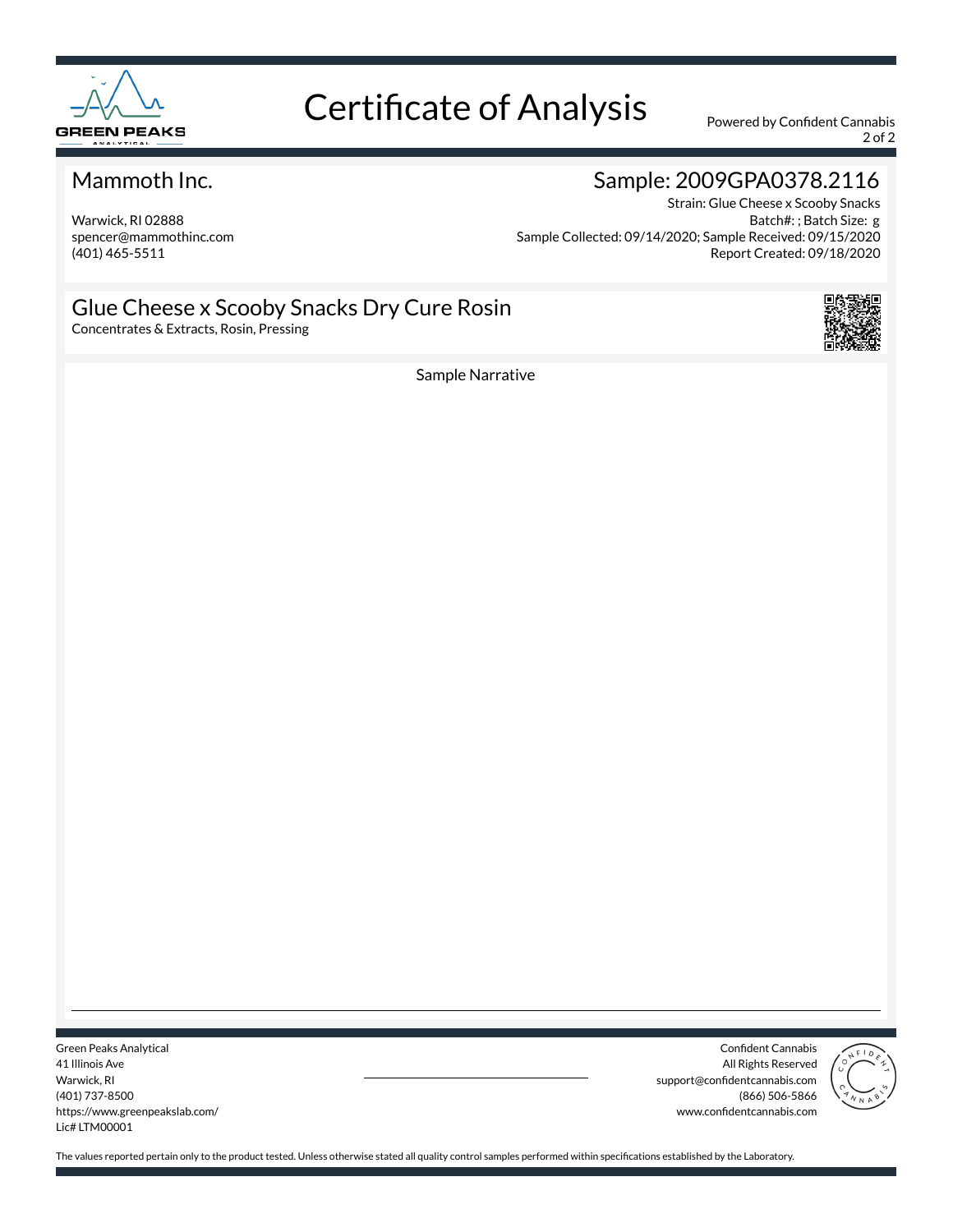# Certificate of Analysis

Powered by Confident Cannabis

## Mammoth Inc.

Warwick, RI 02888
spencer@mammothinc.com
(401) 465-5511

## Sample: 2009GPA0378.2116

Strain: Glue Cheese x Scooby Snacks
Batch#: ; Batch Size: g
Sample Collected: 09/14/2020; Sample Received: 09/15/2020
Report Created: 09/18/2020

## Glue Cheese x Scooby Snacks Dry Cure Rosin

Concentrates & Extracts, Rosin, Pressing

### Sample Narrative

Green Peaks Analytical
41 Illinois Ave
Warwick, RI
(401) 737-8500
https://www.greenpeakslab.com/
Lic# LTM00001

Confident Cannabis
All Rights Reserved
support@confidentcannabis.com
(866) 506-5866
www.confidentcannabis.com

The values reported pertain only to the product tested. Unless otherwise stated all quality control samples performed within specifications established by the Laboratory.